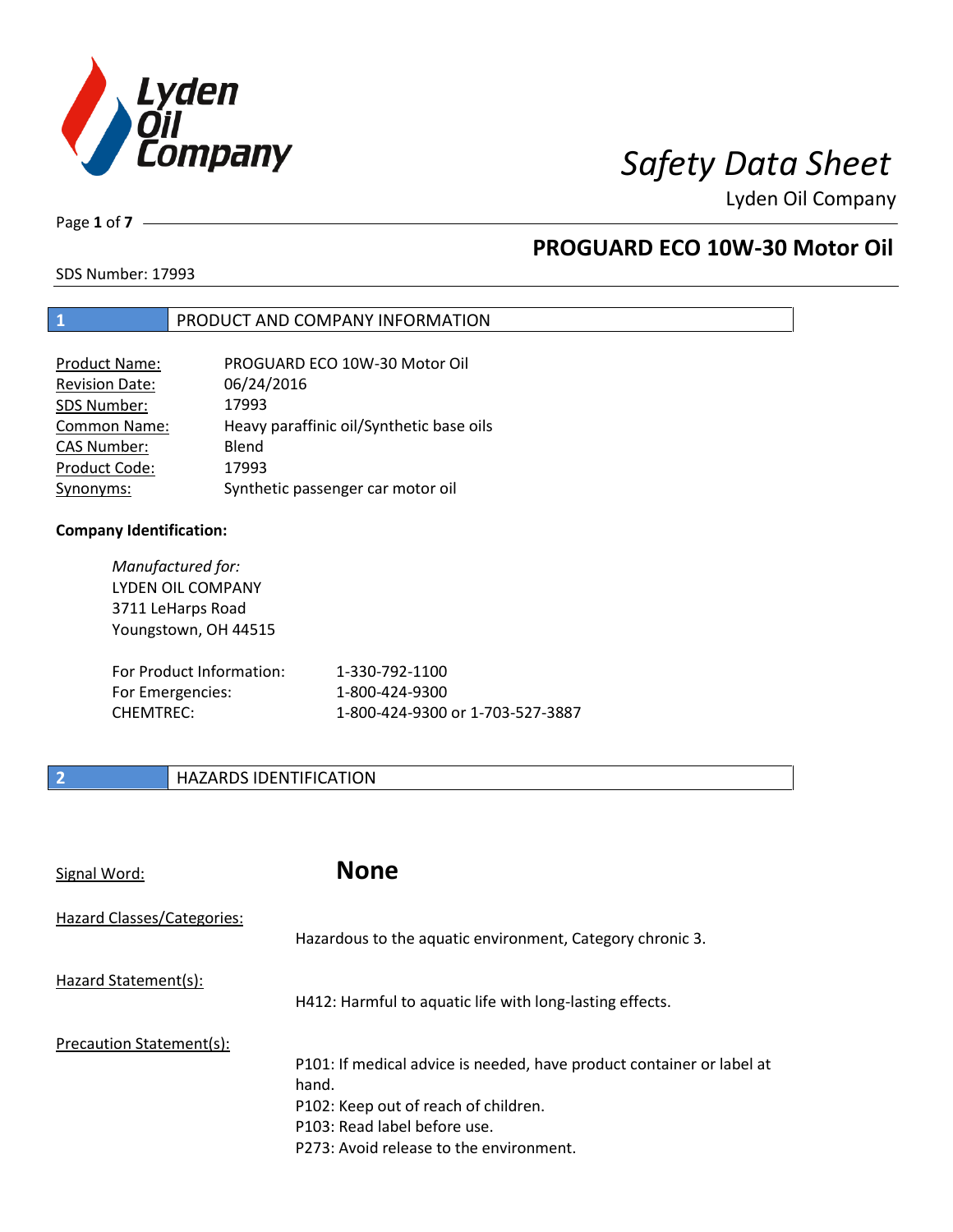# Safety Data Sheet

Lyden Oil Company

## PROGUARD ECO 10W-30 Motor Oil

SDS Number: 17993

## 1 PRODUCT AND COMPANY INFORMATION

| | |
|---|---|
| Product Name: | PROGUARD ECO 10W-30 Motor Oil |
| Revision Date: | 06/24/2016 |
| SDS Number: | 17993 |
| Common Name: | Heavy paraffinic oil/Synthetic base oils |
| CAS Number: | Blend |
| Product Code: | 17993 |
| Synonyms: | Synthetic passenger car motor oil |

**Company Identification:**

*Manufactured for:*
LYDEN OIL COMPANY
3711 LeHarps Road
Youngstown, OH 44515

| | |
|---|---|
| For Product Information: | 1-330-792-1100 |
| For Emergencies: | 1-800-424-9300 |
| CHEMTREC: | 1-800-424-9300 or 1-703-527-3887 |

## 2 HAZARDS IDENTIFICATION

Signal Word: **None**

Hazard Classes/Categories:

Hazardous to the aquatic environment, Category chronic 3.

Hazard Statement(s):

H412: Harmful to aquatic life with long-lasting effects.

Precaution Statement(s):

P101: If medical advice is needed, have product container or label at hand.
P102: Keep out of reach of children.
P103: Read label before use.
P273: Avoid release to the environment.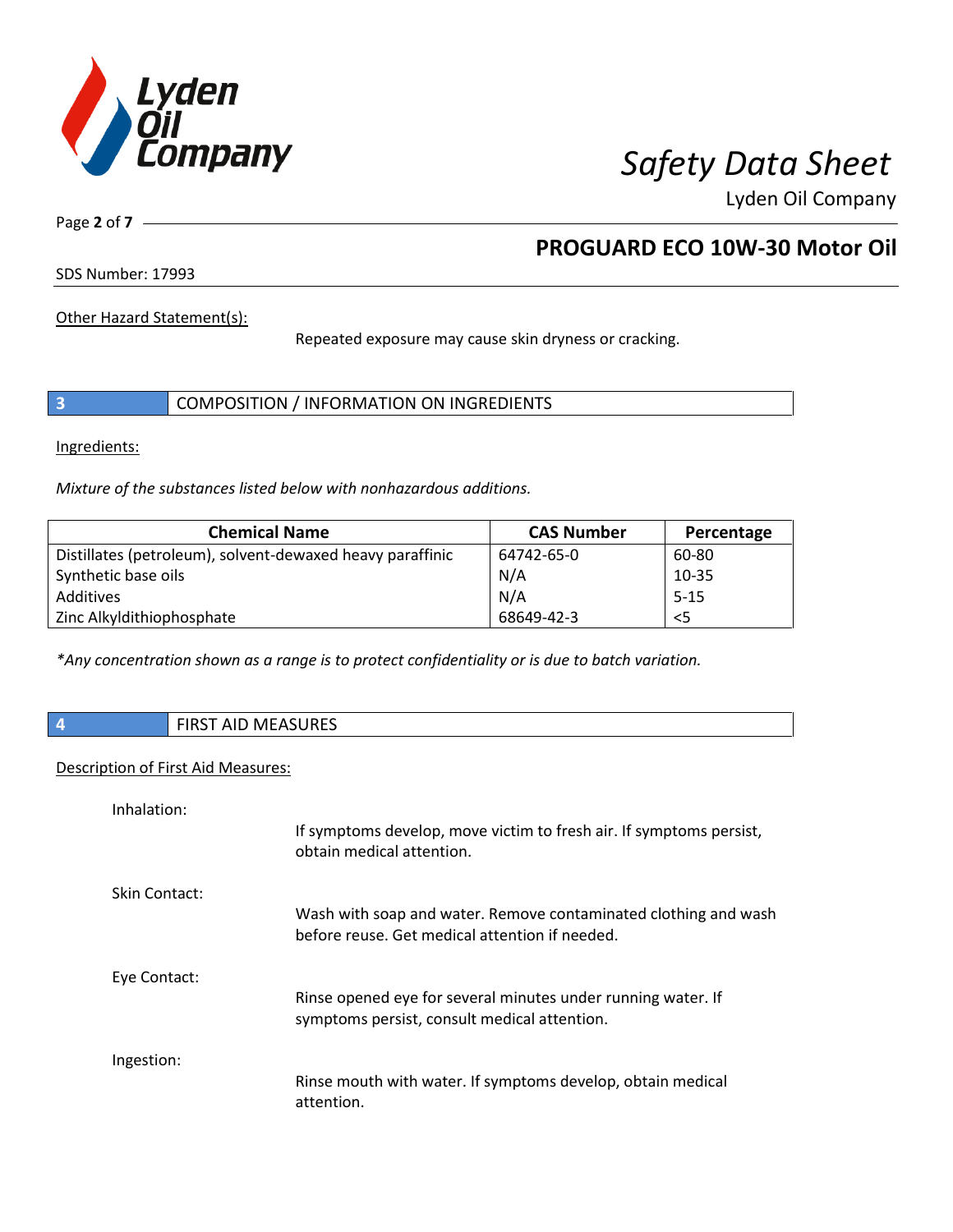Other Hazard Statement(s):

Repeated exposure may cause skin dryness or cracking.

## 3 COMPOSITION / INFORMATION ON INGREDIENTS

Ingredients:

*Mixture of the substances listed below with nonhazardous additions.*

| Chemical Name | CAS Number | Percentage |
|---|---|---|
| Distillates (petroleum), solvent-dewaxed heavy paraffinic | 64742-65-0 | 60-80 |
| Synthetic base oils | N/A | 10-35 |
| Additives | N/A | 5-15 |
| Zinc Alkyldithiophosphate | 68649-42-3 | <5 |

**Any concentration shown as a range is to protect confidentiality or is due to batch variation.*

## 4 FIRST AID MEASURES

Description of First Aid Measures:

Inhalation:

If symptoms develop, move victim to fresh air. If symptoms persist, obtain medical attention.

Skin Contact:

Wash with soap and water. Remove contaminated clothing and wash before reuse. Get medical attention if needed.

Eye Contact:

Rinse opened eye for several minutes under running water. If symptoms persist, consult medical attention.

Ingestion:

Rinse mouth with water. If symptoms develop, obtain medical attention.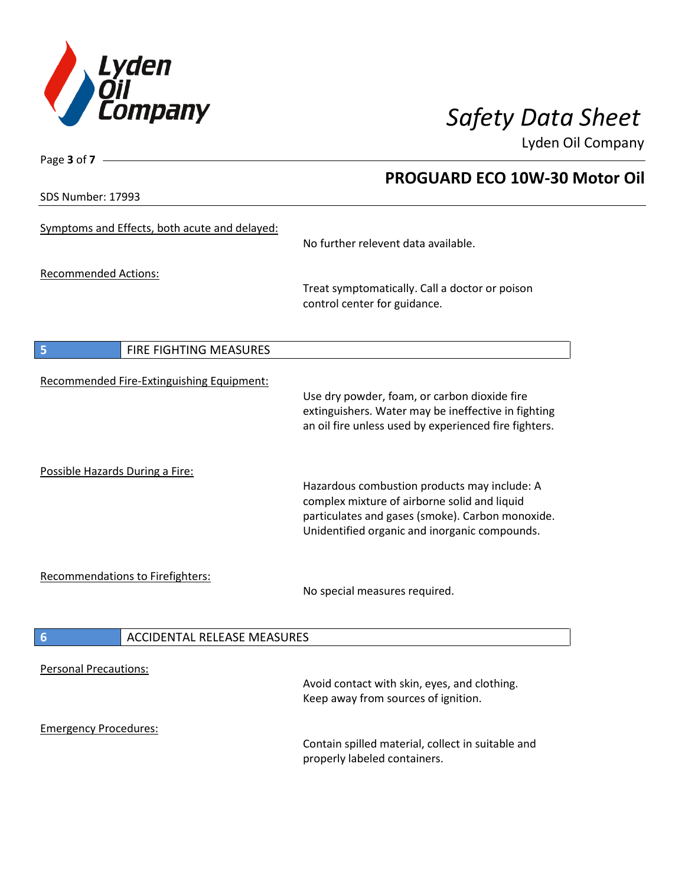Symptoms and Effects, both acute and delayed:

No further relevent data available.

Recommended Actions:

Treat symptomatically. Call a doctor or poison control center for guidance.

## 5 FIRE FIGHTING MEASURES

Recommended Fire-Extinguishing Equipment:

Use dry powder, foam, or carbon dioxide fire extinguishers. Water may be ineffective in fighting an oil fire unless used by experienced fire fighters.

Possible Hazards During a Fire:

Hazardous combustion products may include: A complex mixture of airborne solid and liquid particulates and gases (smoke). Carbon monoxide. Unidentified organic and inorganic compounds.

Recommendations to Firefighters:

No special measures required.

## 6 ACCIDENTAL RELEASE MEASURES

Personal Precautions:

Avoid contact with skin, eyes, and clothing. Keep away from sources of ignition.

Emergency Procedures:

Contain spilled material, collect in suitable and properly labeled containers.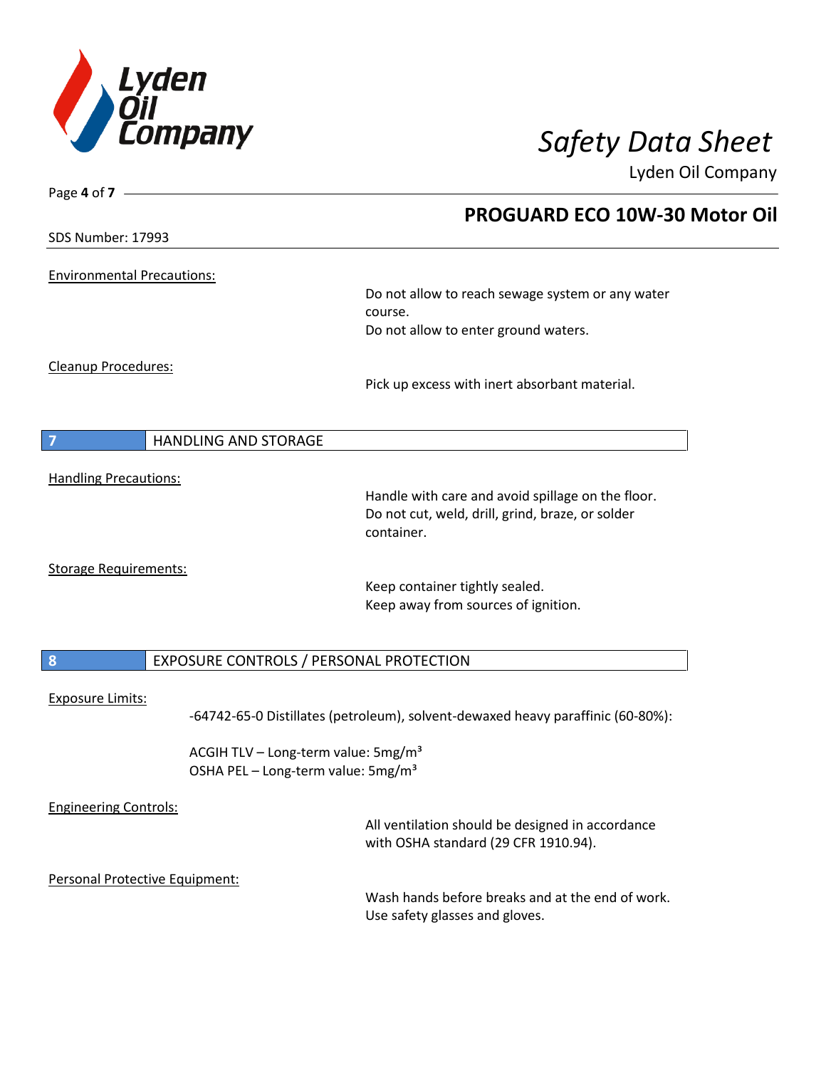**Environmental Precautions:**

Do not allow to reach sewage system or any water course.
Do not allow to enter ground waters.

**Cleanup Procedures:**

Pick up excess with inert absorbant material.

## 7 HANDLING AND STORAGE

**Handling Precautions:**

Handle with care and avoid spillage on the floor.
Do not cut, weld, drill, grind, braze, or solder container.

**Storage Requirements:**

Keep container tightly sealed.
Keep away from sources of ignition.

## 8 EXPOSURE CONTROLS / PERSONAL PROTECTION

**Exposure Limits:**

-64742-65-0 Distillates (petroleum), solvent-dewaxed heavy paraffinic (60-80%):

ACGIH TLV – Long-term value: 5mg/m³
OSHA PEL – Long-term value: 5mg/m³

**Engineering Controls:**

All ventilation should be designed in accordance with OSHA standard (29 CFR 1910.94).

**Personal Protective Equipment:**

Wash hands before breaks and at the end of work.
Use safety glasses and gloves.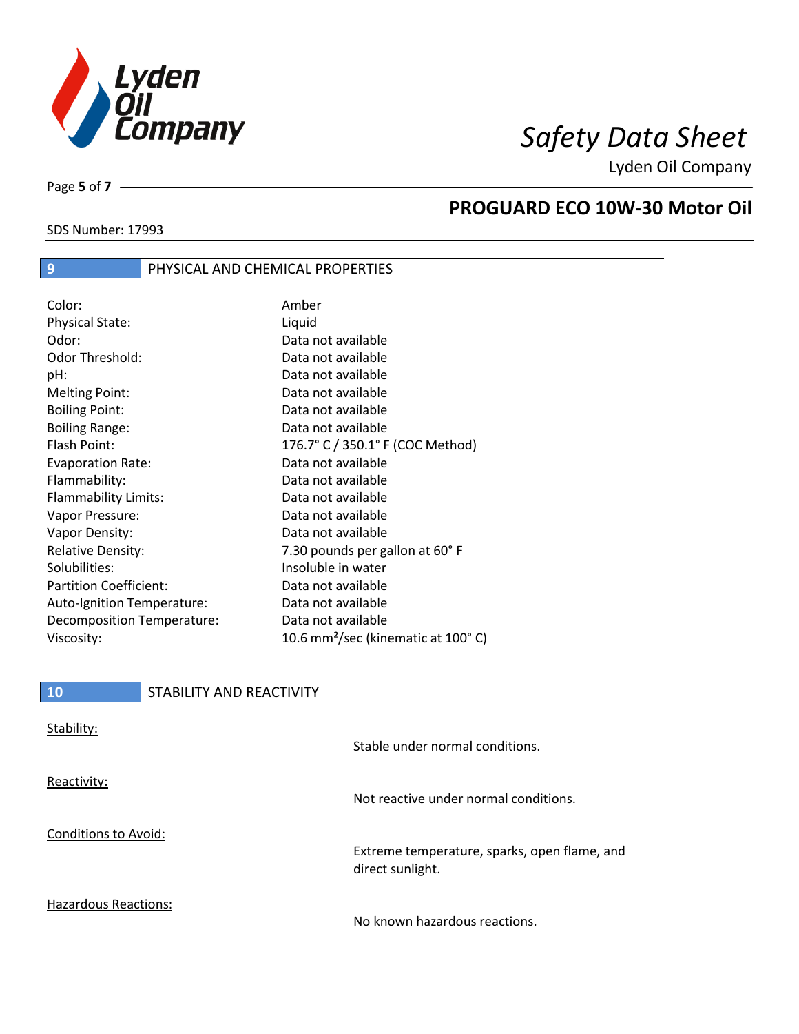## 9 PHYSICAL AND CHEMICAL PROPERTIES

| Property | Value |
|---|---|
| Color: | Amber |
| Physical State: | Liquid |
| Odor: | Data not available |
| Odor Threshold: | Data not available |
| pH: | Data not available |
| Melting Point: | Data not available |
| Boiling Point: | Data not available |
| Boiling Range: | Data not available |
| Flash Point: | 176.7° C / 350.1° F (COC Method) |
| Evaporation Rate: | Data not available |
| Flammability: | Data not available |
| Flammability Limits: | Data not available |
| Vapor Pressure: | Data not available |
| Vapor Density: | Data not available |
| Relative Density: | 7.30 pounds per gallon at 60° F |
| Solubilities: | Insoluble in water |
| Partition Coefficient: | Data not available |
| Auto-Ignition Temperature: | Data not available |
| Decomposition Temperature: | Data not available |
| Viscosity: | 10.6 $mm^2$/sec (kinematic at 100° C) |

## 10 STABILITY AND REACTIVITY

Stability:

Stable under normal conditions.

Reactivity:

Not reactive under normal conditions.

Conditions to Avoid:

Extreme temperature, sparks, open flame, and direct sunlight.

Hazardous Reactions:

No known hazardous reactions.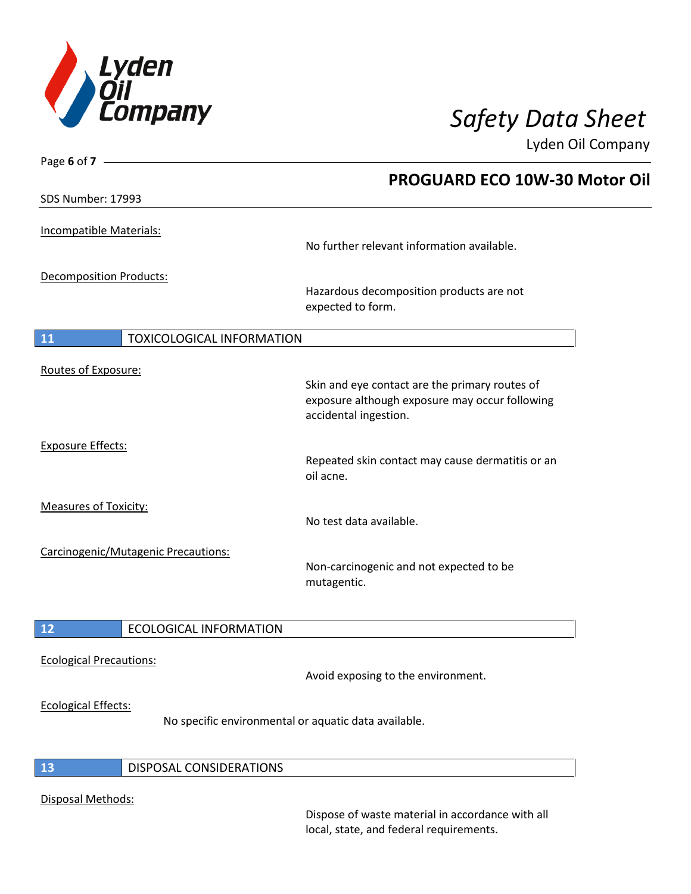**PROGUARD ECO 10W-30 Motor Oil**

SDS Number: 17993

Incompatible Materials:

No further relevant information available.

Decomposition Products:

Hazardous decomposition products are not expected to form.

## 11 TOXICOLOGICAL INFORMATION

Routes of Exposure:

Skin and eye contact are the primary routes of exposure although exposure may occur following accidental ingestion.

Exposure Effects:

Repeated skin contact may cause dermatitis or an oil acne.

Measures of Toxicity:

No test data available.

Carcinogenic/Mutagenic Precautions:

Non-carcinogenic and not expected to be mutagentic.

## 12 ECOLOGICAL INFORMATION

Ecological Precautions:

Avoid exposing to the environment.

Ecological Effects:

No specific environmental or aquatic data available.

## 13 DISPOSAL CONSIDERATIONS

Disposal Methods:

Dispose of waste material in accordance with all local, state, and federal requirements.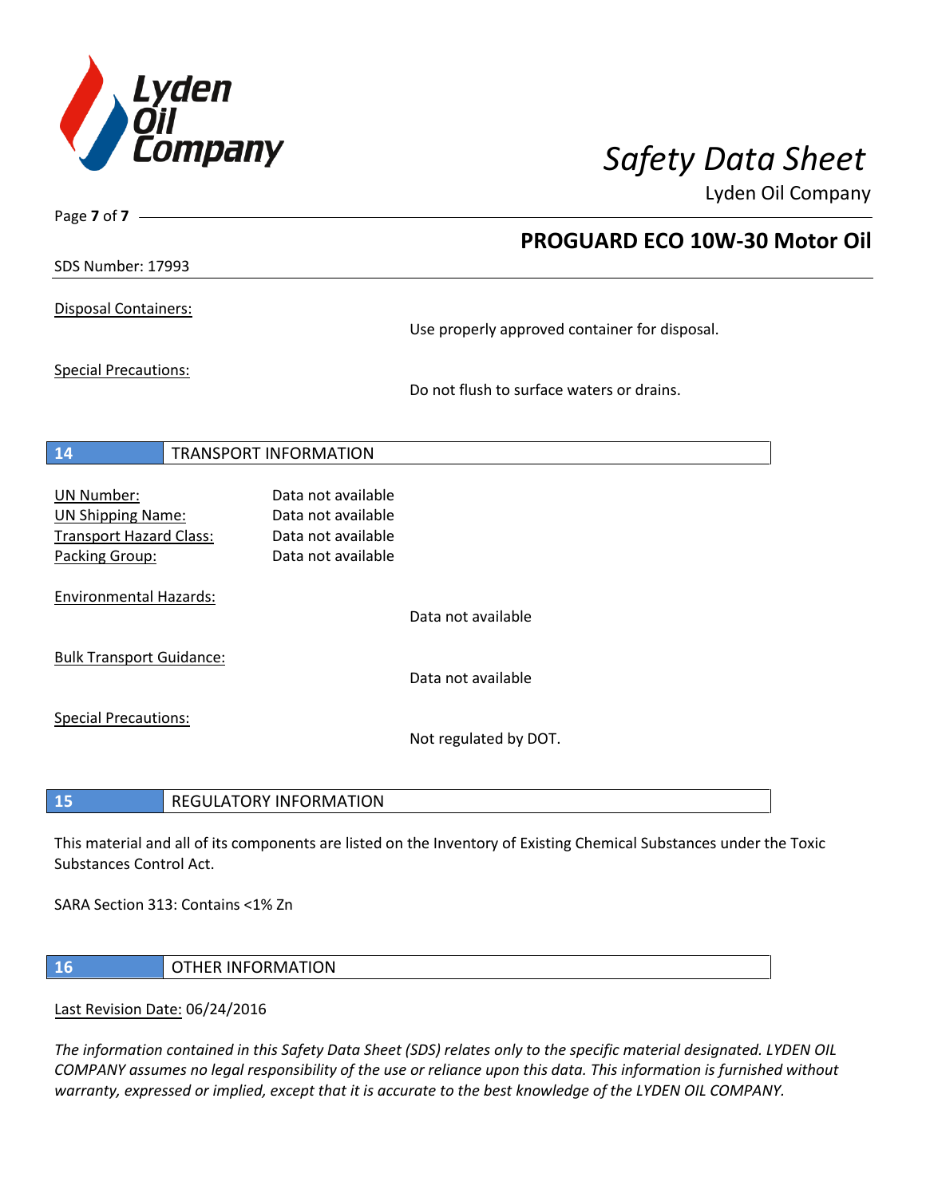Disposal Containers:

Use properly approved container for disposal.

Special Precautions:

Do not flush to surface waters or drains.

## 14 TRANSPORT INFORMATION

UN Number: Data not available
UN Shipping Name: Data not available
Transport Hazard Class: Data not available
Packing Group: Data not available

Environmental Hazards:

Data not available

Bulk Transport Guidance:

Data not available

Special Precautions:

Not regulated by DOT.

## 15 REGULATORY INFORMATION

This material and all of its components are listed on the Inventory of Existing Chemical Substances under the Toxic Substances Control Act.

SARA Section 313: Contains <1% Zn

## 16 OTHER INFORMATION

Last Revision Date: 06/24/2016

*The information contained in this Safety Data Sheet (SDS) relates only to the specific material designated. LYDEN OIL COMPANY assumes no legal responsibility of the use or reliance upon this data. This information is furnished without warranty, expressed or implied, except that it is accurate to the best knowledge of the LYDEN OIL COMPANY.*